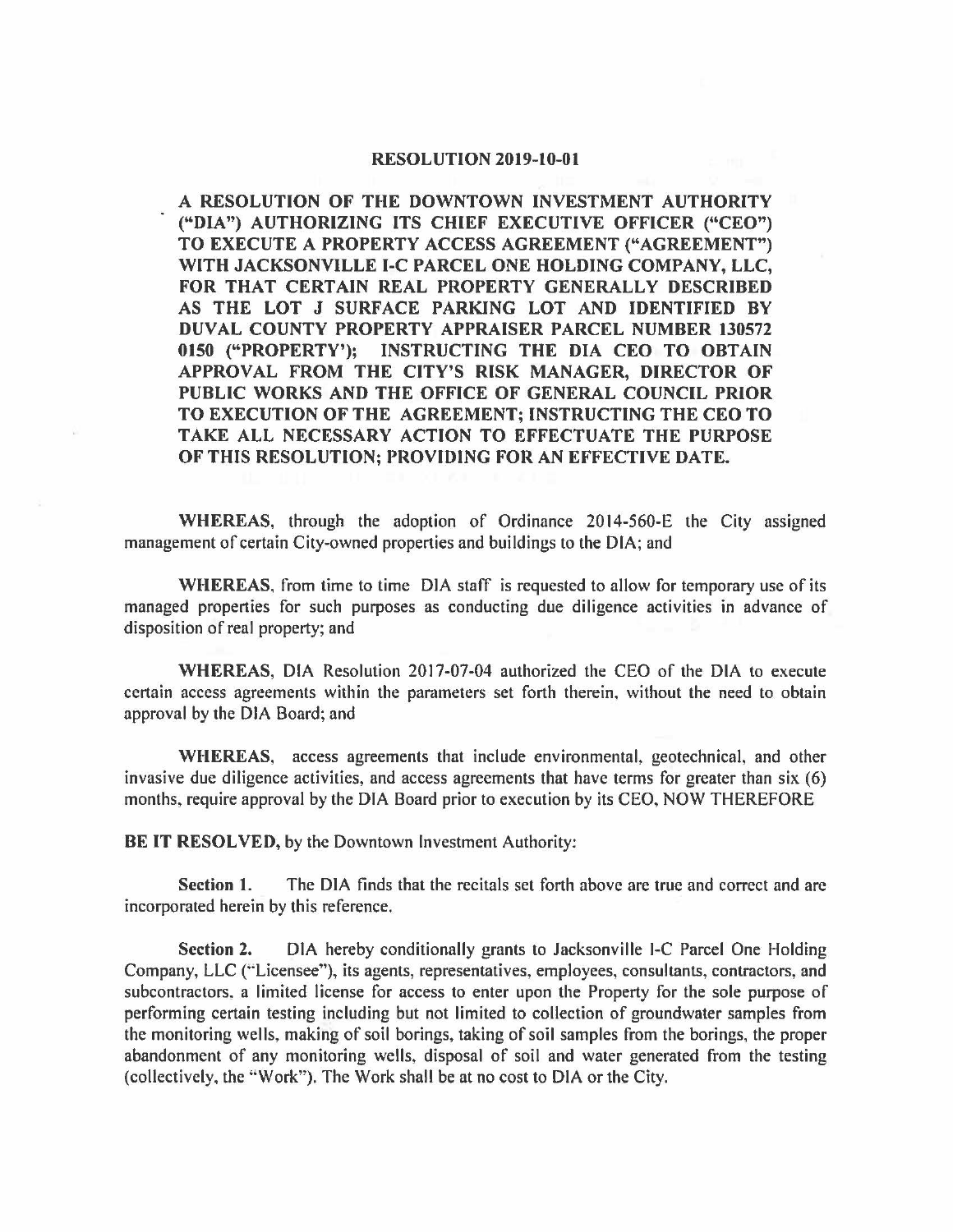# RESOLUTION 2019-10-01

**A RESOLUTION OF THE DOWNTOWN INVESTMENT AUTHORITY ("DIA") AUTHORIZING ITS CHIEF EXECUTIVE OFFICER ("CEO") TO EXECUTE A PROPERTY ACCESS AGREEMENT ("AGREEMENT") WITH JACKSONVILLE I-C PARCEL ONE HOLDING COMPANY, LLC, FOR THAT CERTAIN REAL PROPERTY GENERALLY DESCRIBED AS THE LOT J SURFACE PARKING LOT AND IDENTIFIED BY DUVAL COUNTY PROPERTY APPRAISER PARCEL NUMBER 130572 0150 ("PROPERTY'); INSTRUCTING THE DIA CEO TO OBTAIN APPROVAL FROM THE CITY'S RISK MANAGER, DIRECTOR OF PUBLIC WORKS AND THE OFFICE OF GENERAL COUNCIL PRIOR TO EXECUTION OF THE AGREEMENT; INSTRUCTING THE CEO TO TAKE ALL NECESSARY ACTION TO EFFECTUATE THE PURPOSE OF THIS RESOLUTION; PROVIDING FOR AN EFFECTIVE DATE.**

**WHEREAS**, through the adoption of Ordinance 2014-560-E the City assigned management of certain City-owned properties and buildings to the DIA; and

**WHEREAS**, from time to time DIA staff is requested to allow for temporary use of its managed properties for such purposes as conducting due diligence activities in advance of disposition of real property; and

**WHEREAS**, DIA Resolution 2017-07-04 authorized the CEO of the DIA to execute certain access agreements within the parameters set forth therein, without the need to obtain approval by the DIA Board; and

**WHEREAS**, access agreements that include environmental, geotechnical, and other invasive due diligence activities, and access agreements that have terms for greater than six (6) months, require approval by the DIA Board prior to execution by its CEO, NOW THEREFORE

**BE IT RESOLVED,** by the Downtown Investment Authority:

**Section 1.** The DIA finds that the recitals set forth above are true and correct and are incorporated herein by this reference.

**Section 2.** DIA hereby conditionally grants to Jacksonville I-C Parcel One Holding Company, LLC ("Licensee"), its agents, representatives, employees, consultants, contractors, and subcontractors, a limited license for access to enter upon the Property for the sole purpose of performing certain testing including but not limited to collection of groundwater samples from the monitoring wells, making of soil borings, taking of soil samples from the borings, the proper abandonment of any monitoring wells, disposal of soil and water generated from the testing (collectively, the "Work"). The Work shall be at no cost to DIA or the City.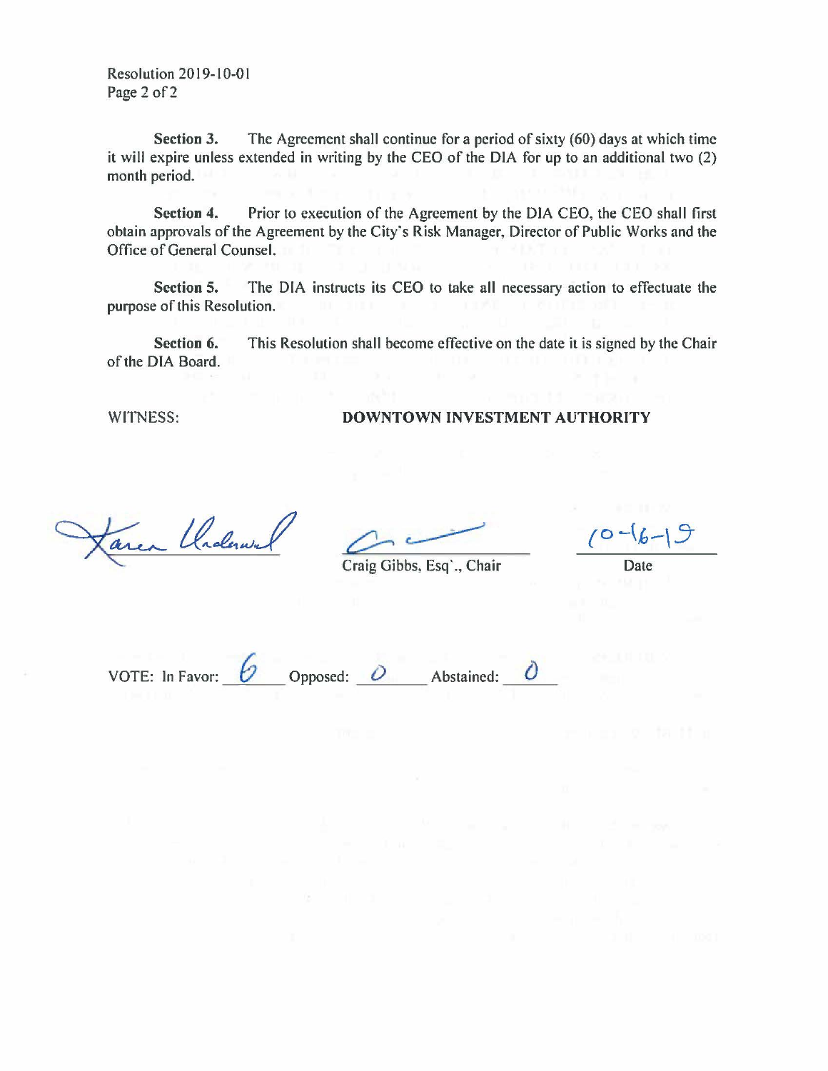**Section 3.** The Agreement shall continue for a period of sixty (60) days at which time it will expire unless extended in writing by the CEO of the DIA for up to an additional two (2) month period.

**Section 4.** Prior to execution of the Agreement by the DIA CEO, the CEO shall first obtain approvals of the Agreement by the City's Risk Manager, Director of Public Works and the Office of General Counsel.

**Section 5.** The DIA instructs its CEO to take all necessary action to effectuate the purpose of this Resolution.

**Section 6.** This Resolution shall become effective on the date it is signed by the Chair of the DIA Board.

WITNESS: **DOWNTOWN INVESTMENT AUTHORITY**

Karen Underwood

Craig Gibbs, Esq`., Chair

10-16-19

Date

VOTE: In Favor: 6 Opposed: 0 Abstained: 0